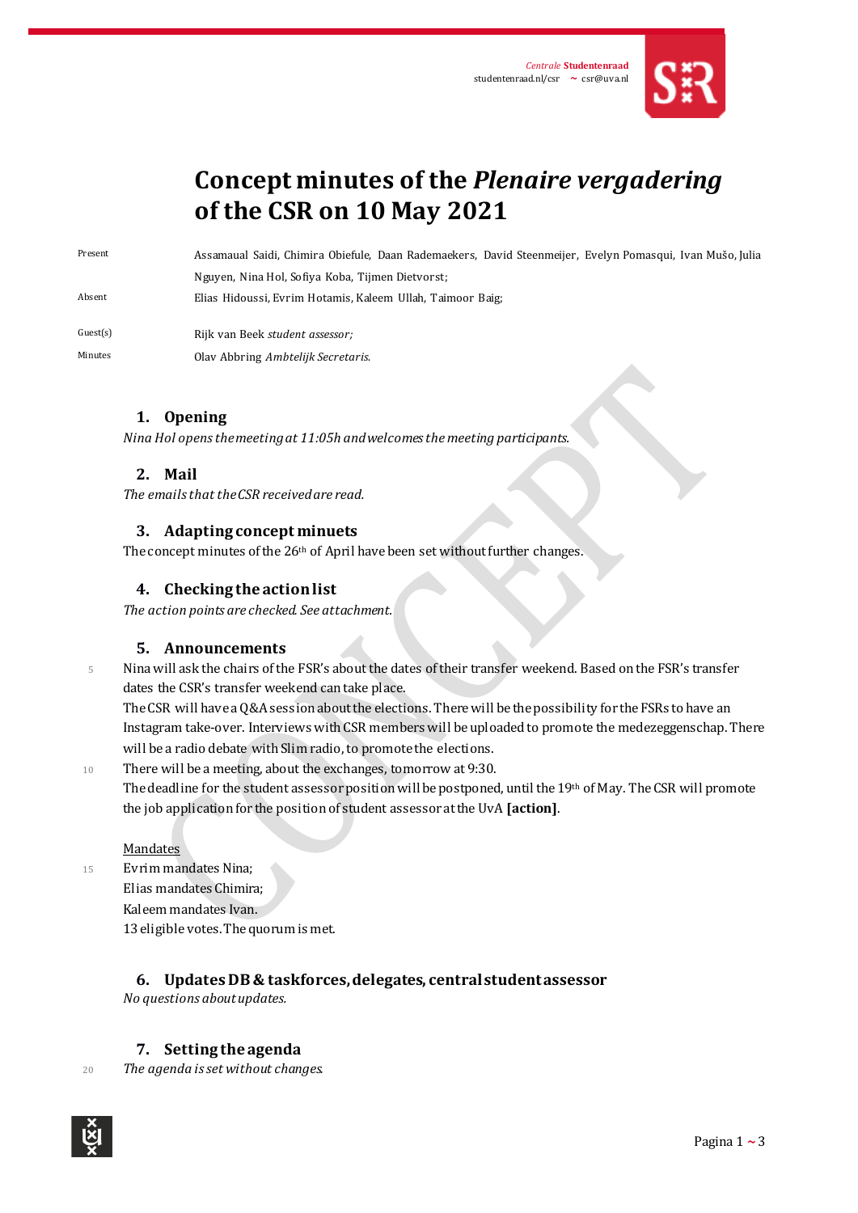Centrale Studentenraad
studentenraad.nl/csr ~ csr@uva.nl

# Concept minutes of the *Plenaire vergadering* of the CSR on 10 May 2021

| | |
|---|---|
| Present | Assamaual Saidi, Chimira Obiefule, Daan Rademaekers, David Steenmeijer, Evelyn Pomasqui, Ivan Mušo, Julia Nguyen, Nina Hol, Sofiya Koba, Tijmen Dietvorst; |
| Absent | Elias Hidoussi, Evrim Hotamis, Kaleem Ullah, Taimoor Baig; |
| Guest(s) | Rijk van Beek *student assessor;* |
| Minutes | Olav Abbring *Ambtelijk Secretaris.* |

## 1. Opening

*Nina Hol opens the meeting at 11:05h and welcomes the meeting participants.*

## 2. Mail

*The emails that the CSR received are read.*

## 3. Adapting concept minuets

The concept minutes of the 26th of April have been set without further changes.

## 4. Checking the action list

*The action points are checked. See attachment.*

## 5. Announcements

Nina will ask the chairs of the FSR's about the dates of their transfer weekend. Based on the FSR's transfer dates the CSR's transfer weekend can take place.
The CSR will have a Q&A session about the elections. There will be the possibility for the FSRs to have an Instagram take-over. Interviews with CSR members will be uploaded to promote the medezeggenschap. There will be a radio debate with Slim radio, to promote the elections.
There will be a meeting, about the exchanges, tomorrow at 9:30.
The deadline for the student assessor position will be postponed, until the 19th of May. The CSR will promote the job application for the position of student assessor at the UvA **[action]**.

Mandates
Evrim mandates Nina;
Elias mandates Chimira;
Kaleem mandates Ivan.
13 eligible votes. The quorum is met.

## 6. Updates DB & taskforces, delegates, central student assessor

*No questions about updates.*

## 7. Setting the agenda

*The agenda is set without changes.*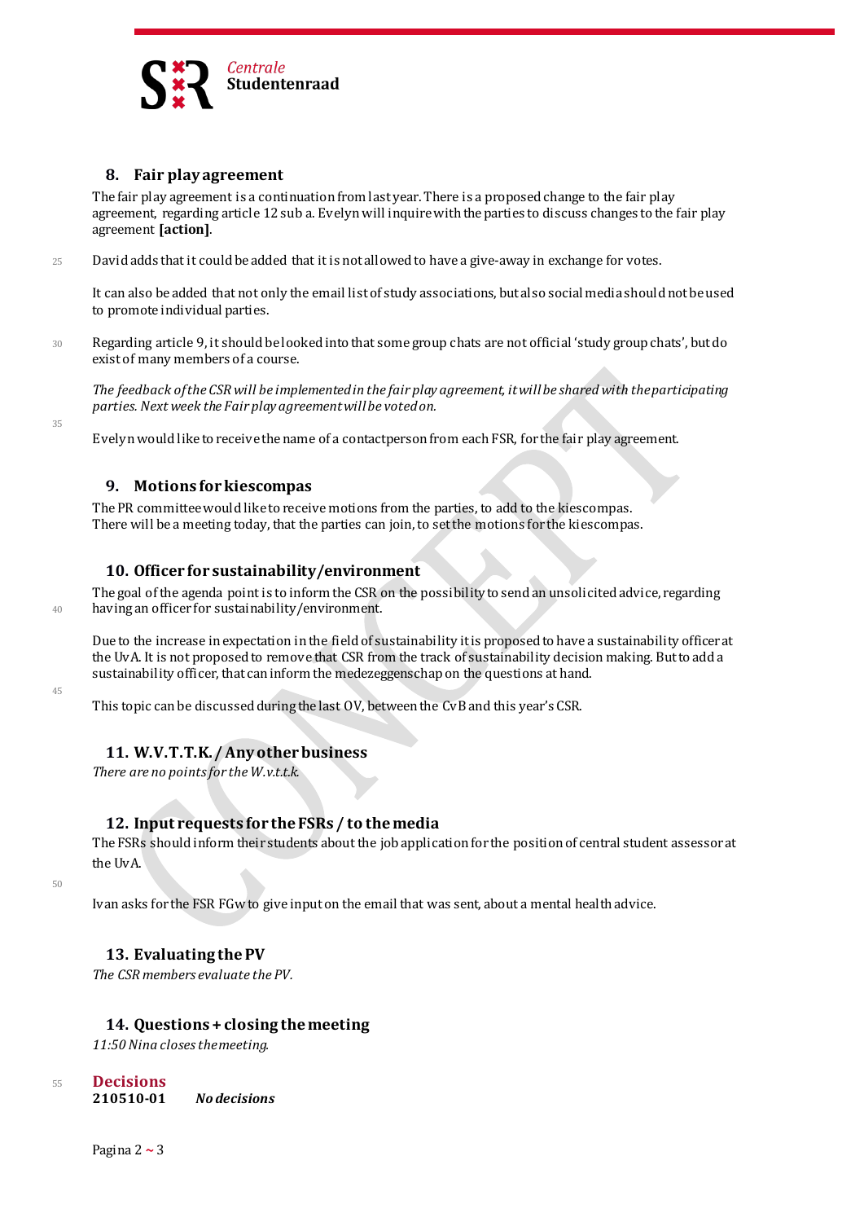## 8. Fair play agreement

The fair play agreement is a continuation from last year. There is a proposed change to the fair play agreement, regarding article 12 sub a. Evelyn will inquire with the parties to discuss changes to the fair play agreement **[action]**.

David adds that it could be added that it is not allowed to have a give-away in exchange for votes.

It can also be added that not only the email list of study associations, but also social media should not be used to promote individual parties.

Regarding article 9, it should be looked into that some group chats are not official 'study group chats', but do exist of many members of a course.

*The feedback of the CSR will be implemented in the fair play agreement, it will be shared with the participating parties. Next week the Fair play agreement will be voted on.*

Evelyn would like to receive the name of a contactperson from each FSR, for the fair play agreement.

## 9. Motions for kiescompas

The PR committee would like to receive motions from the parties, to add to the kiescompas. There will be a meeting today, that the parties can join, to set the motions for the kiescompas.

## 10. Officer for sustainability/environment

The goal of the agenda point is to inform the CSR on the possibility to send an unsolicited advice, regarding having an officer for sustainability/environment.

Due to the increase in expectation in the field of sustainability it is proposed to have a sustainability officer at the UvA. It is not proposed to remove that CSR from the track of sustainability decision making. But to add a sustainability officer, that can inform the medezeggenschap on the questions at hand.

This topic can be discussed during the last OV, between the CvB and this year's CSR.

## 11. W.V.T.T.K. / Any other business

*There are no points for the W.v.t.t.k.*

## 12. Input requests for the FSRs / to the media

The FSRs should inform their students about the job application for the position of central student assessor at the UvA.

Ivan asks for the FSR FGw to give input on the email that was sent, about a mental health advice.

## 13. Evaluating the PV

*The CSR members evaluate the PV.*

## 14. Questions + closing the meeting

*11:50 Nina closes the meeting.*

## Decisions

**210510-01** ***No decisions***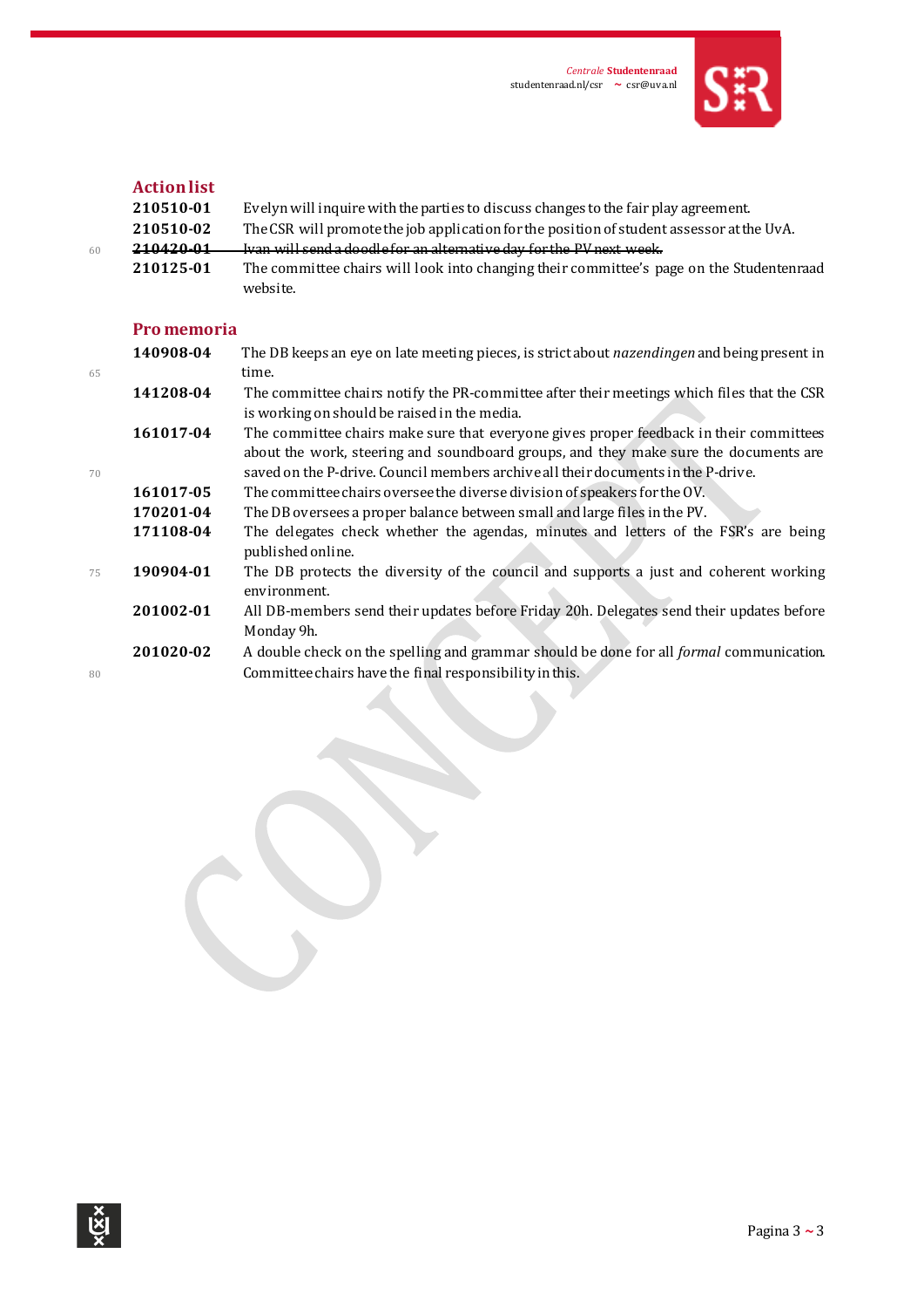## Action list

| | |
|---|---|
| **210510-01** | Evelyn will inquire with the parties to discuss changes to the fair play agreement. |
| **210510-02** | The CSR will promote the job application for the position of student assessor at the UvA. |
| ~~**210420-01**~~ | ~~Ivan will send a doodle for an alternative day for the PV next week.~~ |
| **210125-01** | The committee chairs will look into changing their committee's page on the Studentenraad website. |

## Pro memoria

| | |
|---|---|
| **140908-04** | The DB keeps an eye on late meeting pieces, is strict about *nazendingen* and being present in time. |
| **141208-04** | The committee chairs notify the PR-committee after their meetings which files that the CSR is working on should be raised in the media. |
| **161017-04** | The committee chairs make sure that everyone gives proper feedback in their committees about the work, steering and soundboard groups, and they make sure the documents are saved on the P-drive. Council members archive all their documents in the P-drive. |
| **161017-05** | The committee chairs oversee the diverse division of speakers for the OV. |
| **170201-04** | The DB oversees a proper balance between small and large files in the PV. |
| **171108-04** | The delegates check whether the agendas, minutes and letters of the FSR's are being published online. |
| **190904-01** | The DB protects the diversity of the council and supports a just and coherent working environment. |
| **201002-01** | All DB-members send their updates before Friday 20h. Delegates send their updates before Monday 9h. |
| **201020-02** | A double check on the spelling and grammar should be done for all *formal* communication. Committee chairs have the final responsibility in this. |